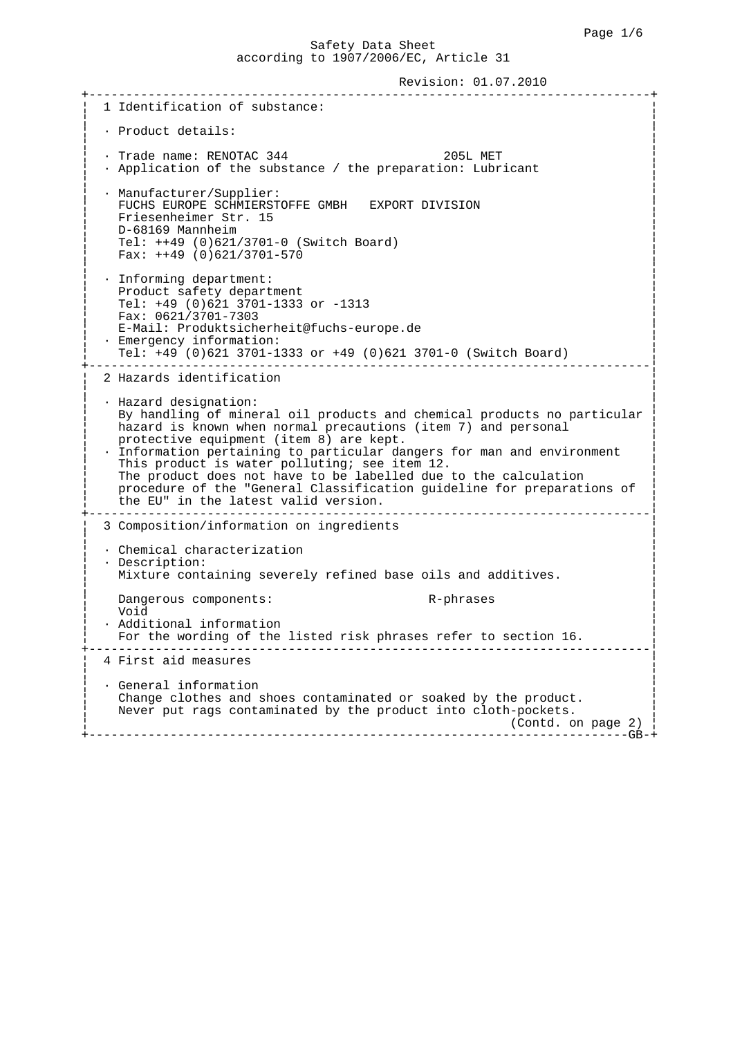Safety Data Sheet
according to 1907/2006/EC, Article 31

Revision: 01.07.2010

## 1 Identification of substance:

· Product details:

· Trade name: RENOTAC 344 205L MET
· Application of the substance / the preparation: Lubricant

· Manufacturer/Supplier:
FUCHS EUROPE SCHMIERSTOFFE GMBH EXPORT DIVISION
Friesenheimer Str. 15
D-68169 Mannheim
Tel: ++49 (0)621/3701-0 (Switch Board)
Fax: ++49 (0)621/3701-570

· Informing department:
Product safety department
Tel: +49 (0)621 3701-1333 or -1313
Fax: 0621/3701-7303
E-Mail: Produktsicherheit@fuchs-europe.de
· Emergency information:
Tel: +49 (0)621 3701-1333 or +49 (0)621 3701-0 (Switch Board)

## 2 Hazards identification

· Hazard designation:
By handling of mineral oil products and chemical products no particular hazard is known when normal precautions (item 7) and personal protective equipment (item 8) are kept.
· Information pertaining to particular dangers for man and environment
This product is water polluting; see item 12.
The product does not have to be labelled due to the calculation procedure of the "General Classification guideline for preparations of the EU" in the latest valid version.

## 3 Composition/information on ingredients

· Chemical characterization
· Description:
Mixture containing severely refined base oils and additives.

| Dangerous components: | R-phrases |
| --- | --- |
| Void | |

· Additional information
For the wording of the listed risk phrases refer to section 16.

## 4 First aid measures

· General information
Change clothes and shoes contaminated or soaked by the product.
Never put rags contaminated by the product into cloth-pockets.

(Contd. on page 2)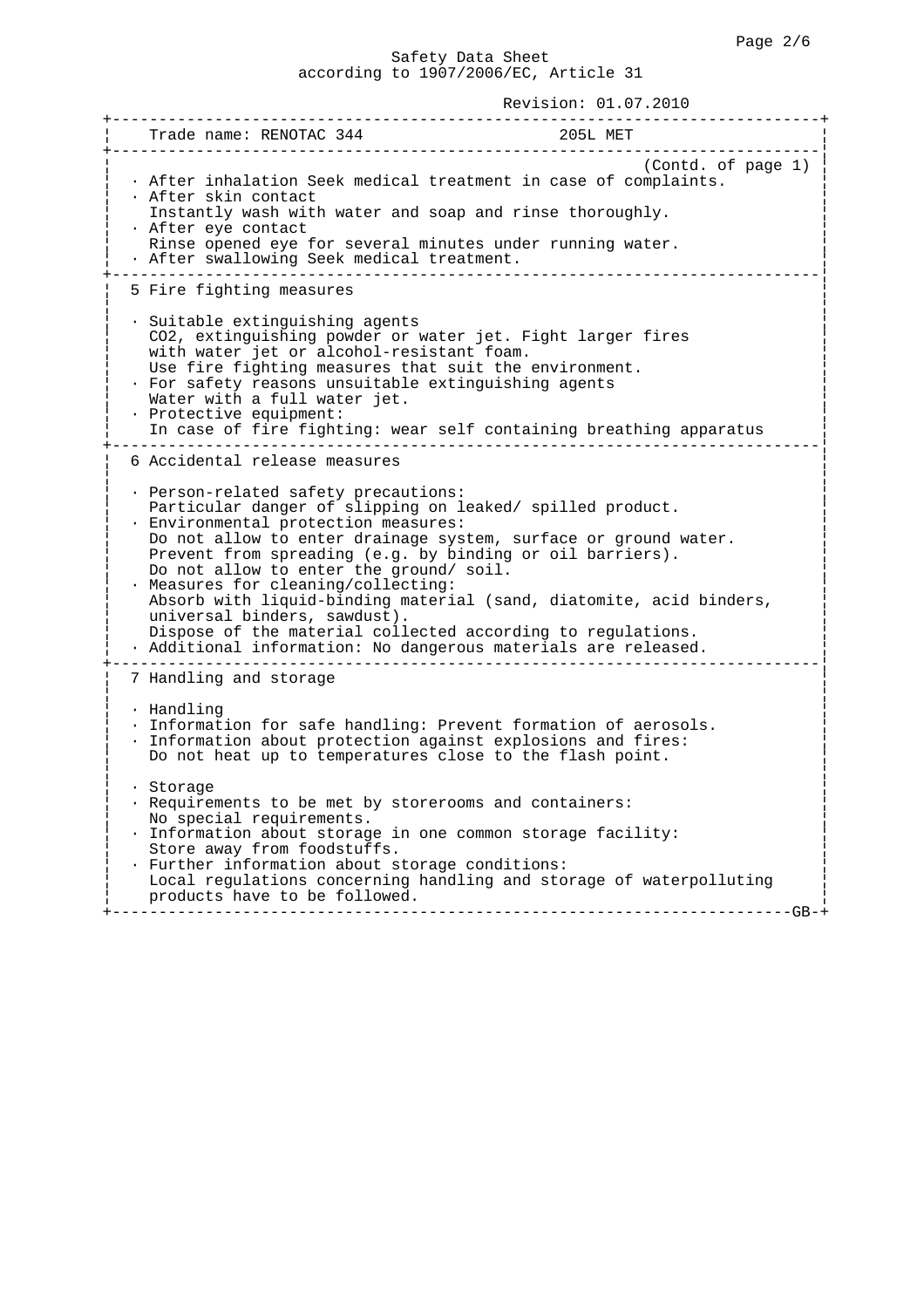Trade name: RENOTAC 344 205L MET

(Contd. of page 1)

- After inhalation Seek medical treatment in case of complaints.
- After skin contact
  Instantly wash with water and soap and rinse thoroughly.
- After eye contact
  Rinse opened eye for several minutes under running water.
- After swallowing Seek medical treatment.

## 5 Fire fighting measures

- Suitable extinguishing agents
  $CO_2$, extinguishing powder or water jet. Fight larger fires with water jet or alcohol-resistant foam.
  Use fire fighting measures that suit the environment.
- For safety reasons unsuitable extinguishing agents
  Water with a full water jet.
- Protective equipment:
  In case of fire fighting: wear self containing breathing apparatus

## 6 Accidental release measures

- Person-related safety precautions:
  Particular danger of slipping on leaked/ spilled product.
- Environmental protection measures:
  Do not allow to enter drainage system, surface or ground water.
  Prevent from spreading (e.g. by binding or oil barriers).
  Do not allow to enter the ground/ soil.
- Measures for cleaning/collecting:
  Absorb with liquid-binding material (sand, diatomite, acid binders, universal binders, sawdust).
  Dispose of the material collected according to regulations.
- Additional information: No dangerous materials are released.

## 7 Handling and storage

- Handling
- Information for safe handling: Prevent formation of aerosols.
- Information about protection against explosions and fires:
  Do not heat up to temperatures close to the flash point.

- Storage
- Requirements to be met by storerooms and containers:
  No special requirements.
- Information about storage in one common storage facility:
  Store away from foodstuffs.
- Further information about storage conditions:
  Local regulations concerning handling and storage of waterpolluting products have to be followed.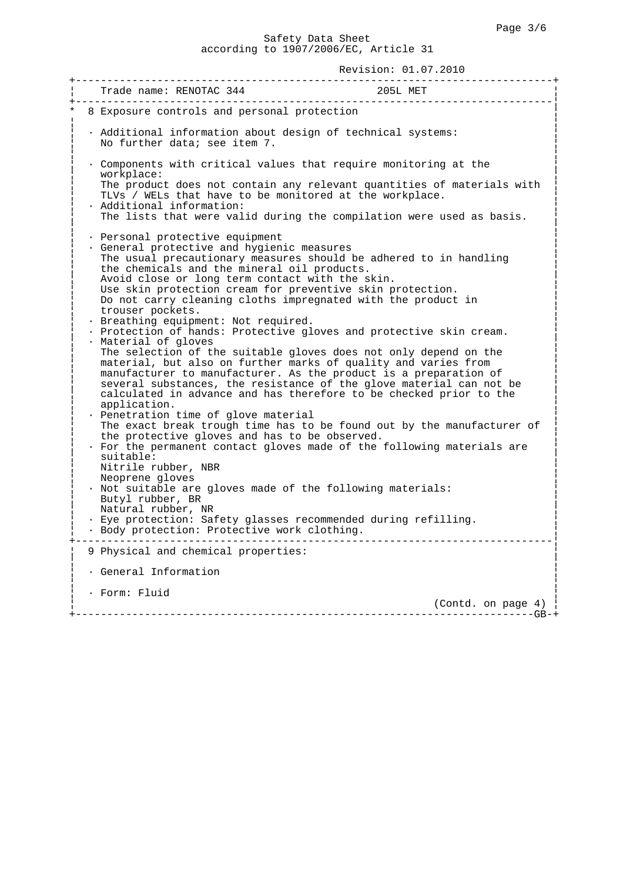Safety Data Sheet
according to 1907/2006/EC, Article 31

Revision: 01.07.2010

Trade name: RENOTAC 344 205L MET

## * 8 Exposure controls and personal protection

· Additional information about design of technical systems:
No further data; see item 7.

· Components with critical values that require monitoring at the workplace:
The product does not contain any relevant quantities of materials with TLVs / WELs that have to be monitored at the workplace.

· Additional information:
The lists that were valid during the compilation were used as basis.

· Personal protective equipment

· General protective and hygienic measures
The usual precautionary measures should be adhered to in handling the chemicals and the mineral oil products.
Avoid close or long term contact with the skin.
Use skin protection cream for preventive skin protection.
Do not carry cleaning cloths impregnated with the product in trouser pockets.

· Breathing equipment: Not required.

· Protection of hands: Protective gloves and protective skin cream.

· Material of gloves
The selection of the suitable gloves does not only depend on the material, but also on further marks of quality and varies from manufacturer to manufacturer. As the product is a preparation of several substances, the resistance of the glove material can not be calculated in advance and has therefore to be checked prior to the application.

· Penetration time of glove material
The exact break trough time has to be found out by the manufacturer of the protective gloves and has to be observed.

· For the permanent contact gloves made of the following materials are suitable:
Nitrile rubber, NBR
Neoprene gloves

· Not suitable are gloves made of the following materials:
Butyl rubber, BR
Natural rubber, NR

· Eye protection: Safety glasses recommended during refilling.

· Body protection: Protective work clothing.

## 9 Physical and chemical properties:

· General Information

· Form: Fluid

(Contd. on page 4)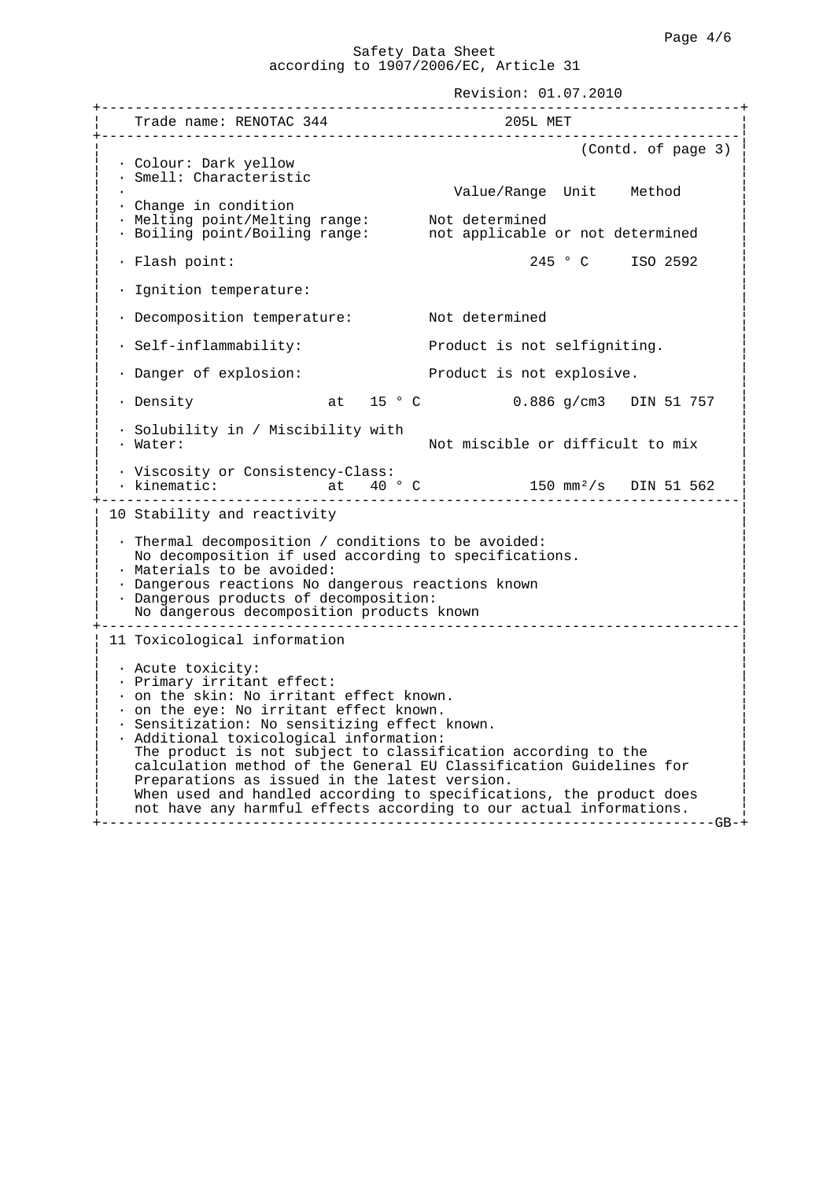Trade name: RENOTAC 344 205L MET

(Contd. of page 3)

· Colour: Dark yellow
· Smell: Characteristic

| · | | Value/Range | Unit | Method |
|---|---|---|---|---|
| · Change in condition | | | | |
| · Melting point/Melting range: | | Not determined | | |
| · Boiling point/Boiling range: | | not applicable or not determined | | |
| · Flash point: | | 245 | ° C | ISO 2592 |
| · Ignition temperature: | | | | |
| · Decomposition temperature: | | Not determined | | |
| · Self-inflammability: | | Product is not selfigniting. | | |
| · Danger of explosion: | | Product is not explosive. | | |
| · Density | at 15 ° C | 0.886 | g/cm3 | DIN 51 757 |
| · Solubility in / Miscibility with | | | | |
| · Water: | | Not miscible or difficult to mix | | |
| · Viscosity or Consistency-Class: | | | | |
| · kinematic: | at 40 ° C | 150 | $mm^2/s$ | DIN 51 562 |

## 10 Stability and reactivity

· Thermal decomposition / conditions to be avoided:
No decomposition if used according to specifications.
· Materials to be avoided:
· Dangerous reactions No dangerous reactions known
· Dangerous products of decomposition:
No dangerous decomposition products known

## 11 Toxicological information

· Acute toxicity:
· Primary irritant effect:
· on the skin: No irritant effect known.
· on the eye: No irritant effect known.
· Sensitization: No sensitizing effect known.
· Additional toxicological information:
The product is not subject to classification according to the calculation method of the General EU Classification Guidelines for Preparations as issued in the latest version.
When used and handled according to specifications, the product does not have any harmful effects according to our actual informations.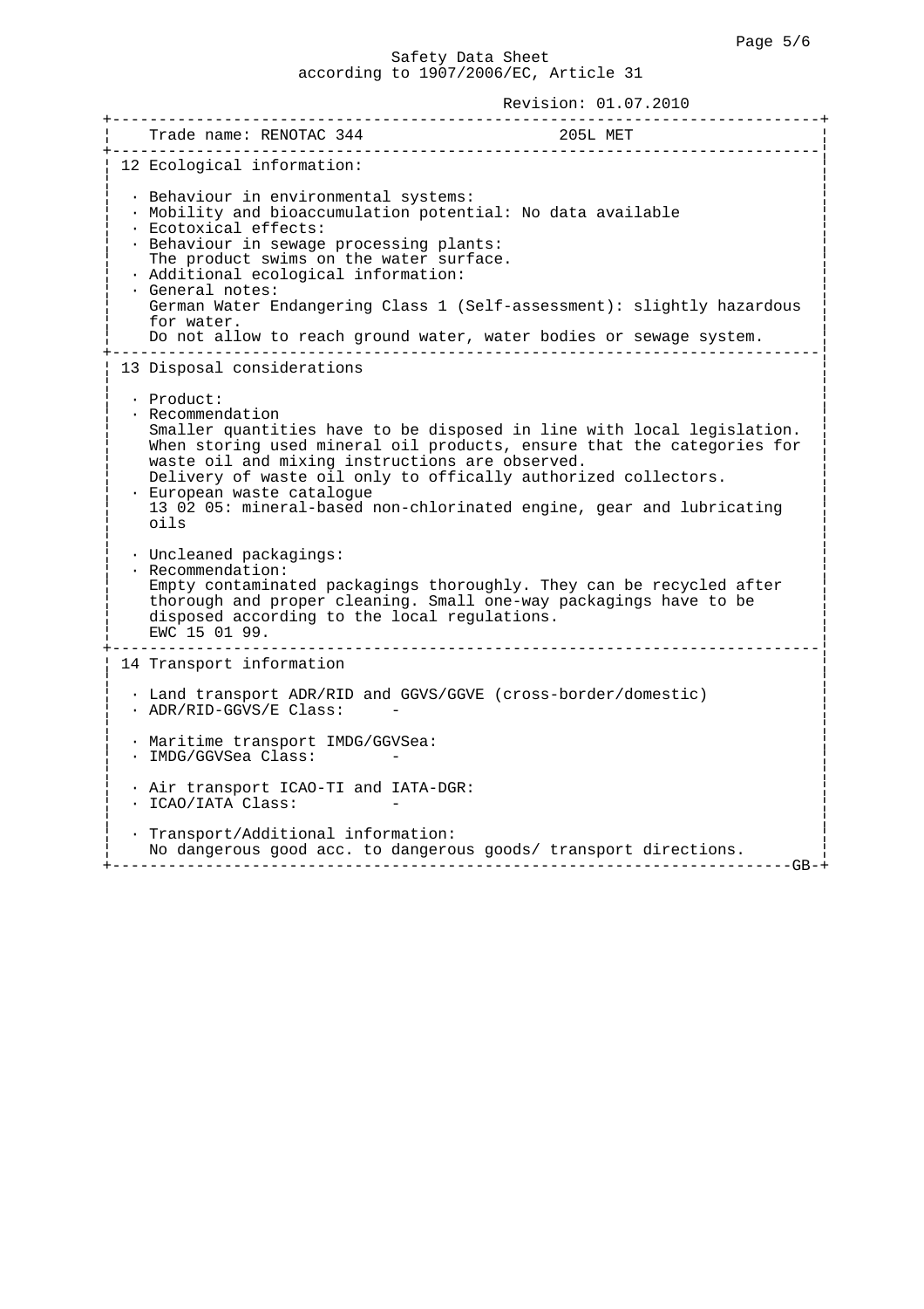Safety Data Sheet
according to 1907/2006/EC, Article 31

Revision: 01.07.2010

Trade name: RENOTAC 344 205L MET

## 12 Ecological information:

- Behaviour in environmental systems:
- Mobility and bioaccumulation potential: No data available
- Ecotoxical effects:
- Behaviour in sewage processing plants:
  The product swims on the water surface.
- Additional ecological information:
- General notes:
  German Water Endangering Class 1 (Self-assessment): slightly hazardous for water.
  Do not allow to reach ground water, water bodies or sewage system.

## 13 Disposal considerations

- Product:
- Recommendation
  Smaller quantities have to be disposed in line with local legislation.
  When storing used mineral oil products, ensure that the categories for waste oil and mixing instructions are observed.
  Delivery of waste oil only to offically authorized collectors.
- European waste catalogue
  13 02 05: mineral-based non-chlorinated engine, gear and lubricating oils

- Uncleaned packagings:
- Recommendation:
  Empty contaminated packagings thoroughly. They can be recycled after thorough and proper cleaning. Small one-way packagings have to be disposed according to the local regulations.
  EWC 15 01 99.

## 14 Transport information

- Land transport ADR/RID and GGVS/GGVE (cross-border/domestic)
- ADR/RID-GGVS/E Class: -

- Maritime transport IMDG/GGVSea:
- IMDG/GGVSea Class: -

- Air transport ICAO-TI and IATA-DGR:
- ICAO/IATA Class: -

- Transport/Additional information:
  No dangerous good acc. to dangerous goods/ transport directions.

GB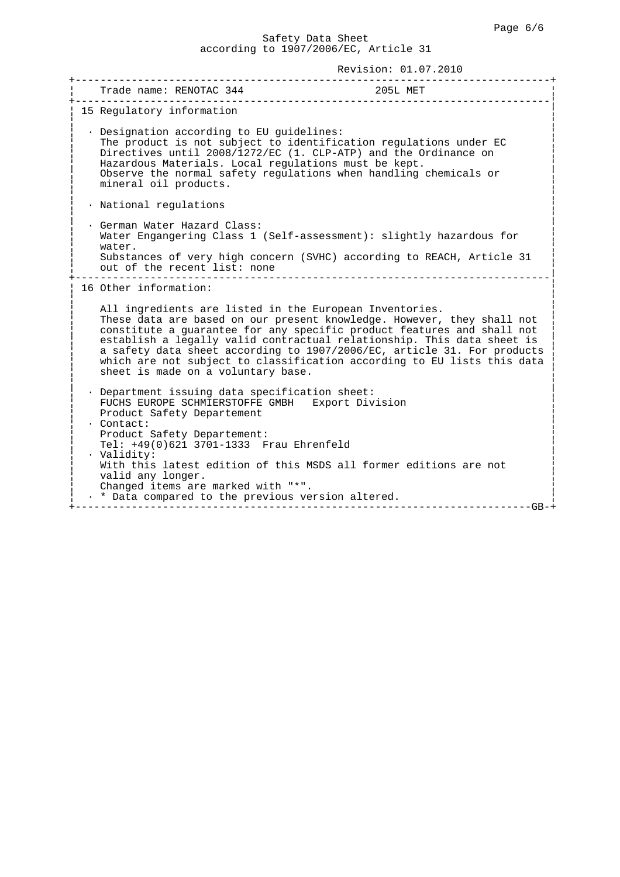Safety Data Sheet
according to 1907/2006/EC, Article 31

Revision: 01.07.2010

Trade name: RENOTAC 344 205L MET

## 15 Regulatory information

· Designation according to EU guidelines:
The product is not subject to identification regulations under EC Directives until 2008/1272/EC (1. CLP-ATP) and the Ordinance on Hazardous Materials. Local regulations must be kept.
Observe the normal safety regulations when handling chemicals or mineral oil products.

· National regulations

· German Water Hazard Class:
Water Engangering Class 1 (Self-assessment): slightly hazardous for water.
Substances of very high concern (SVHC) according to REACH, Article 31 out of the recent list: none

## 16 Other information:

All ingredients are listed in the European Inventories.
These data are based on our present knowledge. However, they shall not constitute a guarantee for any specific product features and shall not establish a legally valid contractual relationship. This data sheet is a safety data sheet according to 1907/2006/EC, article 31. For products which are not subject to classification according to EU lists this data sheet is made on a voluntary base.

· Department issuing data specification sheet:
FUCHS EUROPE SCHMIERSTOFFE GMBH Export Division
Product Safety Departement
· Contact:
Product Safety Departement:
Tel: +49(0)621 3701-1333 Frau Ehrenfeld
· Validity:
With this latest edition of this MSDS all former editions are not valid any longer.
Changed items are marked with "*".
· * Data compared to the previous version altered.

GB